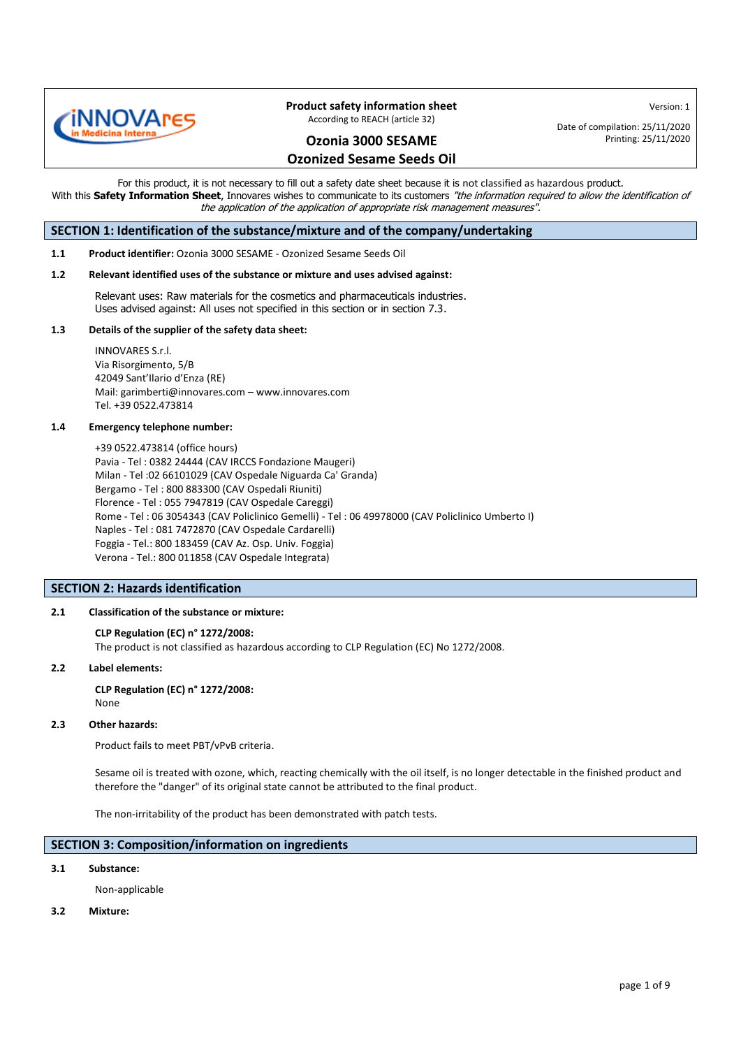**Product safety information sheet**

According to REACH (article 32)

Version: 1

Date of compilation: 25/11/2020

Printing: 25/11/2020

# Ozonia 3000 SESAME
# Ozonized Sesame Seeds Oil

For this product, it is not necessary to fill out a safety date sheet because it is not classified as hazardous product.
With this **Safety Information Sheet**, Innovares wishes to communicate to its customers *"the information required to allow the identification of the application of the application of appropriate risk management measures"*.

## SECTION 1: Identification of the substance/mixture and of the company/undertaking

**1.1 Product identifier:** Ozonia 3000 SESAME - Ozonized Sesame Seeds Oil

**1.2 Relevant identified uses of the substance or mixture and uses advised against:**

Relevant uses: Raw materials for the cosmetics and pharmaceuticals industries.
Uses advised against: All uses not specified in this section or in section 7.3.

**1.3 Details of the supplier of the safety data sheet:**

INNOVARES S.r.l.
Via Risorgimento, 5/B
42049 Sant'Ilario d'Enza (RE)
Mail: garimberti@innovares.com – www.innovares.com
Tel. +39 0522.473814

**1.4 Emergency telephone number:**

+39 0522.473814 (office hours)
Pavia - Tel : 0382 24444 (CAV IRCCS Fondazione Maugeri)
Milan - Tel :02 66101029 (CAV Ospedale Niguarda Ca' Granda)
Bergamo - Tel : 800 883300 (CAV Ospedali Riuniti)
Florence - Tel : 055 7947819 (CAV Ospedale Careggi)
Rome - Tel : 06 3054343 (CAV Policlinico Gemelli) - Tel : 06 49978000 (CAV Policlinico Umberto I)
Naples - Tel : 081 7472870 (CAV Ospedale Cardarelli)
Foggia - Tel.: 800 183459 (CAV Az. Osp. Univ. Foggia)
Verona - Tel.: 800 011858 (CAV Ospedale Integrata)

## SECTION 2: Hazards identification

**2.1 Classification of the substance or mixture:**

**CLP Regulation (EC) n° 1272/2008:**
The product is not classified as hazardous according to CLP Regulation (EC) No 1272/2008.

**2.2 Label elements:**

**CLP Regulation (EC) n° 1272/2008:**
None

**2.3 Other hazards:**

Product fails to meet PBT/vPvB criteria.

Sesame oil is treated with ozone, which, reacting chemically with the oil itself, is no longer detectable in the finished product and therefore the "danger" of its original state cannot be attributed to the final product.

The non-irritability of the product has been demonstrated with patch tests.

## SECTION 3: Composition/information on ingredients

**3.1 Substance:**

Non-applicable

**3.2 Mixture:**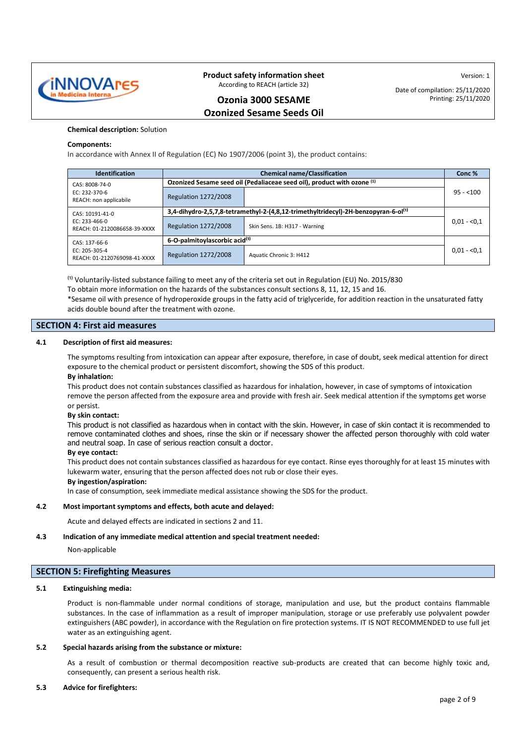**Chemical description:** Solution

**Components:**

In accordance with Annex II of Regulation (EC) No 1907/2006 (point 3), the product contains:

| Identification | Chemical name/Classification | | Conc % |
|---|---|---|---|
| CAS: 8008-74-0<br>EC: 232-370-6<br>REACH: non applicabile | **Ozonized Sesame seed oil (Pedaliaceae seed oil), product with ozone [1]** | | 95 - <100 |
| | Regulation 1272/2008 | | |
| CAS: 10191-41-0<br>EC: 233-466-0<br>REACH: 01-2120086658-39-XXXX | **3,4-dihydro-2,5,7,8-tetramethyl-2-(4,8,12-trimethyltridecyl)-2H-benzopyran-6-ol[1]** | | 0,01 - <0,1 |
| | Regulation 1272/2008 | Skin Sens. 1B: H317 - Warning | |
| CAS: 137-66-6<br>EC: 205-305-4<br>REACH: 01-2120769098-41-XXXX | **6-O-palmitoylascorbic acid[1]** | | 0,01 - <0,1 |
| | Regulation 1272/2008 | Aquatic Chronic 3: H412 | |

[1] Voluntarily-listed substance failing to meet any of the criteria set out in Regulation (EU) No. 2015/830

To obtain more information on the hazards of the substances consult sections 8, 11, 12, 15 and 16.

*Sesame oil with presence of hydroperoxide groups in the fatty acid of triglyceride, for addition reaction in the unsaturated fatty acids double bound after the treatment with ozone.

## SECTION 4: First aid measures

### 4.1 Description of first aid measures:

The symptoms resulting from intoxication can appear after exposure, therefore, in case of doubt, seek medical attention for direct exposure to the chemical product or persistent discomfort, showing the SDS of this product.

**By inhalation:**

This product does not contain substances classified as hazardous for inhalation, however, in case of symptoms of intoxication remove the person affected from the exposure area and provide with fresh air. Seek medical attention if the symptoms get worse or persist.

**By skin contact:**

This product is not classified as hazardous when in contact with the skin. However, in case of skin contact it is recommended to remove contaminated clothes and shoes, rinse the skin or if necessary shower the affected person thoroughly with cold water and neutral soap. In case of serious reaction consult a doctor.

**By eye contact:**

This product does not contain substances classified as hazardous for eye contact. Rinse eyes thoroughly for at least 15 minutes with lukewarm water, ensuring that the person affected does not rub or close their eyes.

**By ingestion/aspiration:**

In case of consumption, seek immediate medical assistance showing the SDS for the product.

### 4.2 Most important symptoms and effects, both acute and delayed:

Acute and delayed effects are indicated in sections 2 and 11.

### 4.3 Indication of any immediate medical attention and special treatment needed:

Non-applicable

## SECTION 5: Firefighting Measures

### 5.1 Extinguishing media:

Product is non-flammable under normal conditions of storage, manipulation and use, but the product contains flammable substances. In the case of inflammation as a result of improper manipulation, storage or use preferably use polyvalent powder extinguishers (ABC powder), in accordance with the Regulation on fire protection systems. IT IS NOT RECOMMENDED to use full jet water as an extinguishing agent.

### 5.2 Special hazards arising from the substance or mixture:

As a result of combustion or thermal decomposition reactive sub-products are created that can become highly toxic and, consequently, can present a serious health risk.

### 5.3 Advice for firefighters: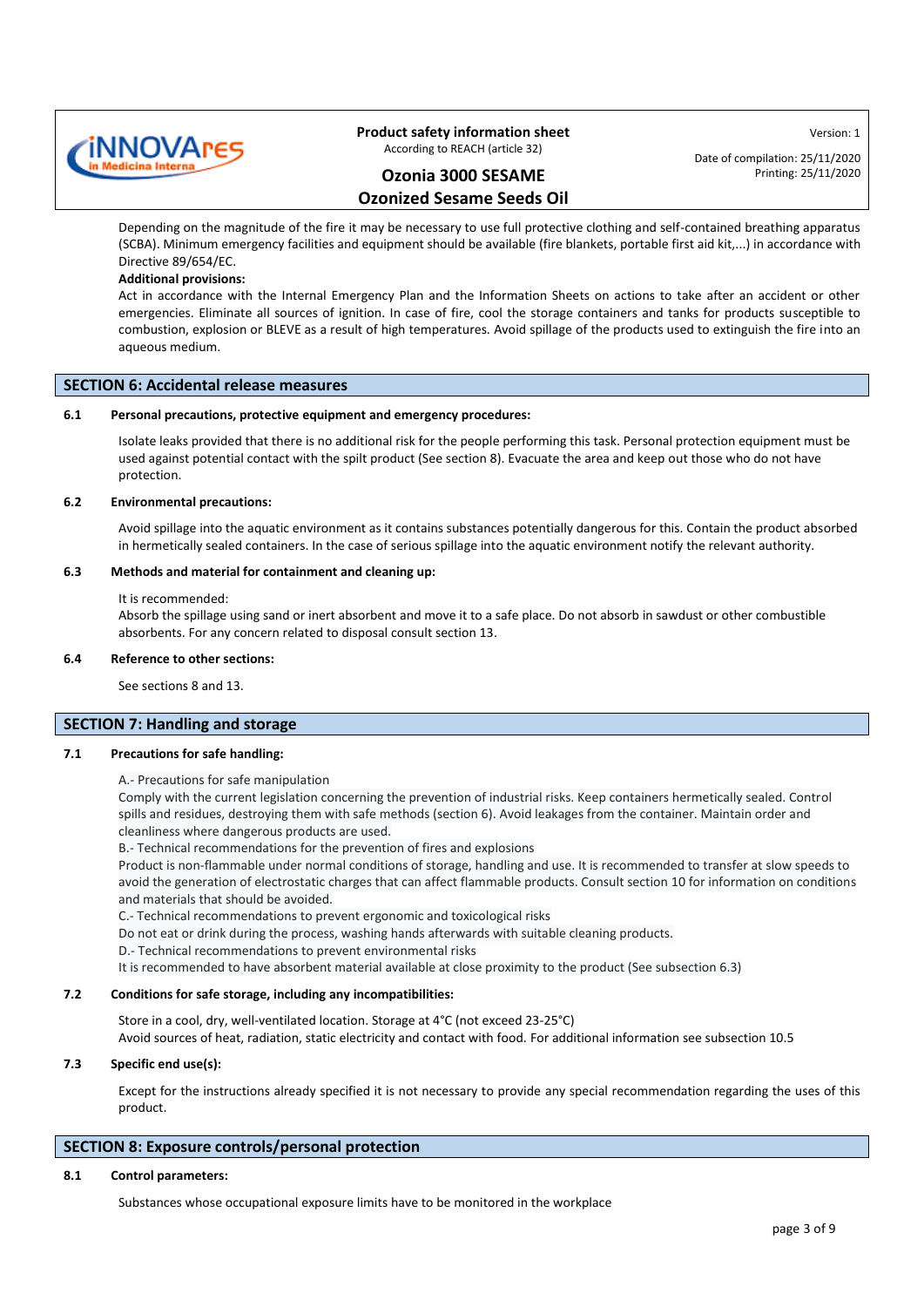Depending on the magnitude of the fire it may be necessary to use full protective clothing and self-contained breathing apparatus (SCBA). Minimum emergency facilities and equipment should be available (fire blankets, portable first aid kit,...) in accordance with Directive 89/654/EC.

**Additional provisions:**

Act in accordance with the Internal Emergency Plan and the Information Sheets on actions to take after an accident or other emergencies. Eliminate all sources of ignition. In case of fire, cool the storage containers and tanks for products susceptible to combustion, explosion or BLEVE as a result of high temperatures. Avoid spillage of the products used to extinguish the fire into an aqueous medium.

## SECTION 6: Accidental release measures

### 6.1 Personal precautions, protective equipment and emergency procedures:

Isolate leaks provided that there is no additional risk for the people performing this task. Personal protection equipment must be used against potential contact with the spilt product (See section 8). Evacuate the area and keep out those who do not have protection.

### 6.2 Environmental precautions:

Avoid spillage into the aquatic environment as it contains substances potentially dangerous for this. Contain the product absorbed in hermetically sealed containers. In the case of serious spillage into the aquatic environment notify the relevant authority.

### 6.3 Methods and material for containment and cleaning up:

It is recommended:
Absorb the spillage using sand or inert absorbent and move it to a safe place. Do not absorb in sawdust or other combustible absorbents. For any concern related to disposal consult section 13.

### 6.4 Reference to other sections:

See sections 8 and 13.

## SECTION 7: Handling and storage

### 7.1 Precautions for safe handling:

A.- Precautions for safe manipulation
Comply with the current legislation concerning the prevention of industrial risks. Keep containers hermetically sealed. Control spills and residues, destroying them with safe methods (section 6). Avoid leakages from the container. Maintain order and cleanliness where dangerous products are used.

B.- Technical recommendations for the prevention of fires and explosions
Product is non-flammable under normal conditions of storage, handling and use. It is recommended to transfer at slow speeds to avoid the generation of electrostatic charges that can affect flammable products. Consult section 10 for information on conditions and materials that should be avoided.

C.- Technical recommendations to prevent ergonomic and toxicological risks
Do not eat or drink during the process, washing hands afterwards with suitable cleaning products.

D.- Technical recommendations to prevent environmental risks
It is recommended to have absorbent material available at close proximity to the product (See subsection 6.3)

### 7.2 Conditions for safe storage, including any incompatibilities:

Store in a cool, dry, well-ventilated location. Storage at 4°C (not exceed 23-25°C)
Avoid sources of heat, radiation, static electricity and contact with food. For additional information see subsection 10.5

### 7.3 Specific end use(s):

Except for the instructions already specified it is not necessary to provide any special recommendation regarding the uses of this product.

## SECTION 8: Exposure controls/personal protection

### 8.1 Control parameters:

Substances whose occupational exposure limits have to be monitored in the workplace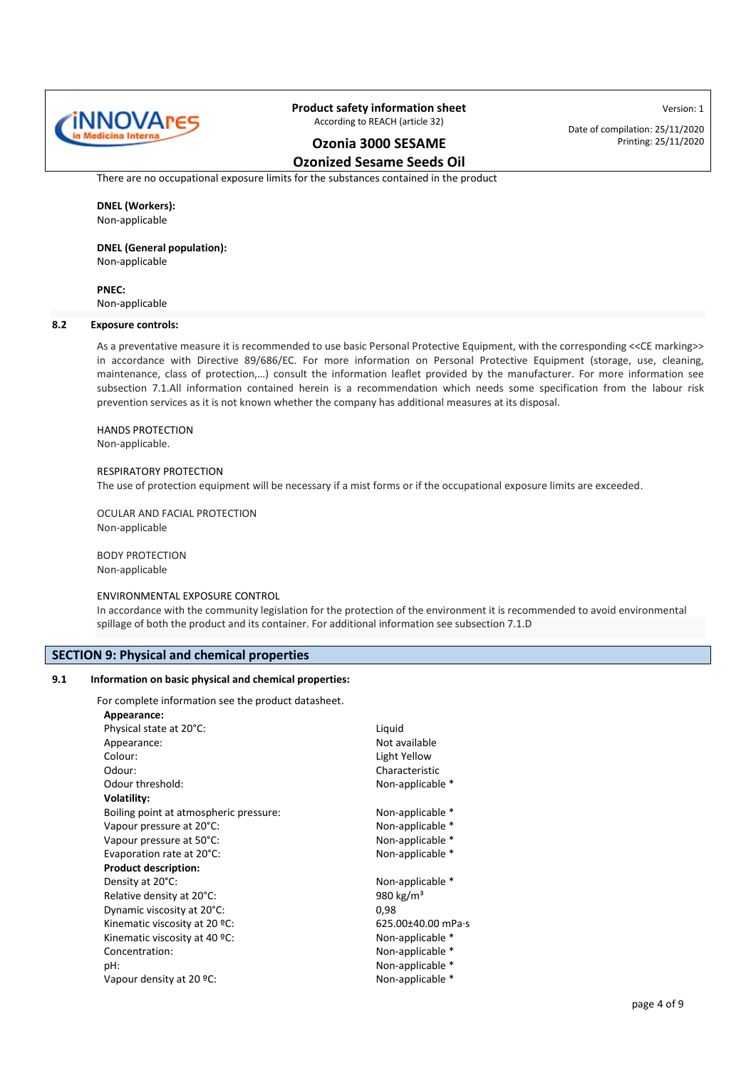There are no occupational exposure limits for the substances contained in the product

**DNEL (Workers):**
Non-applicable

**DNEL (General population):**
Non-applicable

**PNEC:**
Non-applicable

**8.2 Exposure controls:**

As a preventative measure it is recommended to use basic Personal Protective Equipment, with the corresponding <<CE marking>> in accordance with Directive 89/686/EC. For more information on Personal Protective Equipment (storage, use, cleaning, maintenance, class of protection,…) consult the information leaflet provided by the manufacturer. For more information see subsection 7.1.All information contained herein is a recommendation which needs some specification from the labour risk prevention services as it is not known whether the company has additional measures at its disposal.

HANDS PROTECTION
Non-applicable.

RESPIRATORY PROTECTION
The use of protection equipment will be necessary if a mist forms or if the occupational exposure limits are exceeded.

OCULAR AND FACIAL PROTECTION
Non-applicable

BODY PROTECTION
Non-applicable

ENVIRONMENTAL EXPOSURE CONTROL
In accordance with the community legislation for the protection of the environment it is recommended to avoid environmental spillage of both the product and its container. For additional information see subsection 7.1.D

## SECTION 9: Physical and chemical properties

**9.1 Information on basic physical and chemical properties:**

For complete information see the product datasheet.

| **Appearance:** | |
|---|---|
| Physical state at 20°C: | Liquid |
| Appearance: | Not available |
| Colour: | Light Yellow |
| Odour: | Characteristic |
| Odour threshold: | Non-applicable * |
| **Volatility:** | |
| Boiling point at atmospheric pressure: | Non-applicable * |
| Vapour pressure at 20°C: | Non-applicable * |
| Vapour pressure at 50°C: | Non-applicable * |
| Evaporation rate at 20°C: | Non-applicable * |
| **Product description:** | |
| Density at 20°C: | Non-applicable * |
| Relative density at 20°C: | 980 kg/m³ |
| Dynamic viscosity at 20°C: | 0,98 |
| Kinematic viscosity at 20 ºC: | 625.00±40.00 mPa·s |
| Kinematic viscosity at 40 ºC: | Non-applicable * |
| Concentration: | Non-applicable * |
| pH: | Non-applicable * |
| Vapour density at 20 ºC: | Non-applicable * |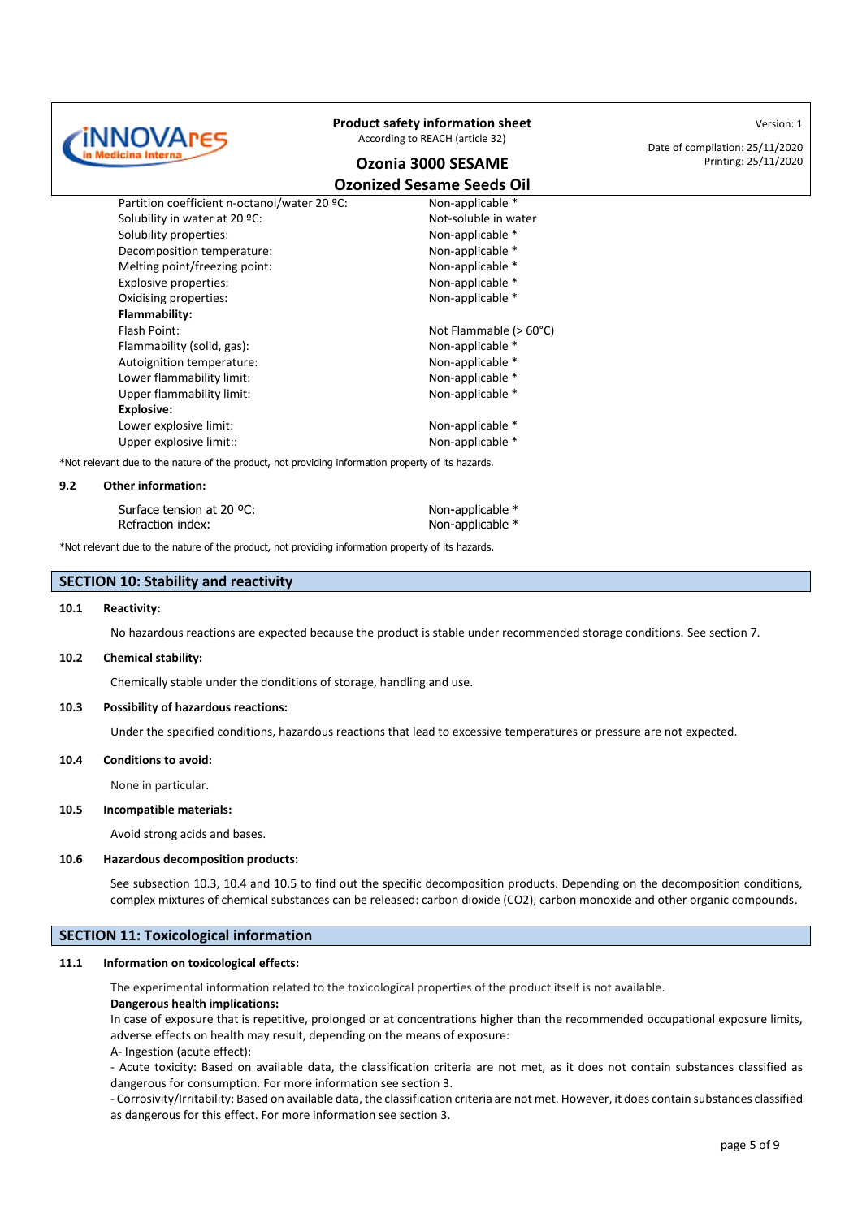| | |
|---|---|
| Partition coefficient n-octanol/water 20 ºC: | Non-applicable * |
| Solubility in water at 20 ºC: | Not-soluble in water |
| Solubility properties: | Non-applicable * |
| Decomposition temperature: | Non-applicable * |
| Melting point/freezing point: | Non-applicable * |
| Explosive properties: | Non-applicable * |
| Oxidising properties: | Non-applicable * |
| **Flammability:** | |
| Flash Point: | Not Flammable (> 60°C) |
| Flammability (solid, gas): | Non-applicable * |
| Autoignition temperature: | Non-applicable * |
| Lower flammability limit: | Non-applicable * |
| Upper flammability limit: | Non-applicable * |
| **Explosive:** | |
| Lower explosive limit: | Non-applicable * |
| Upper explosive limit:: | Non-applicable * |

*Not relevant due to the nature of the product, not providing information property of its hazards.

**9.2 Other information:**

| | |
|---|---|
| Surface tension at 20 ºC: | Non-applicable * |
| Refraction index: | Non-applicable * |

*Not relevant due to the nature of the product, not providing information property of its hazards.

## SECTION 10: Stability and reactivity

**10.1 Reactivity:**

No hazardous reactions are expected because the product is stable under recommended storage conditions. See section 7.

**10.2 Chemical stability:**

Chemically stable under the donditions of storage, handling and use.

**10.3 Possibility of hazardous reactions:**

Under the specified conditions, hazardous reactions that lead to excessive temperatures or pressure are not expected.

**10.4 Conditions to avoid:**

None in particular.

**10.5 Incompatible materials:**

Avoid strong acids and bases.

**10.6 Hazardous decomposition products:**

See subsection 10.3, 10.4 and 10.5 to find out the specific decomposition products. Depending on the decomposition conditions, complex mixtures of chemical substances can be released: carbon dioxide ($CO_2$), carbon monoxide and other organic compounds.

## SECTION 11: Toxicological information

**11.1 Information on toxicological effects:**

The experimental information related to the toxicological properties of the product itself is not available.

**Dangerous health implications:**

In case of exposure that is repetitive, prolonged or at concentrations higher than the recommended occupational exposure limits, adverse effects on health may result, depending on the means of exposure:

A- Ingestion (acute effect):

- Acute toxicity: Based on available data, the classification criteria are not met, as it does not contain substances classified as dangerous for consumption. For more information see section 3.
- Corrosivity/Irritability: Based on available data, the classification criteria are not met. However, it does contain substances classified as dangerous for this effect. For more information see section 3.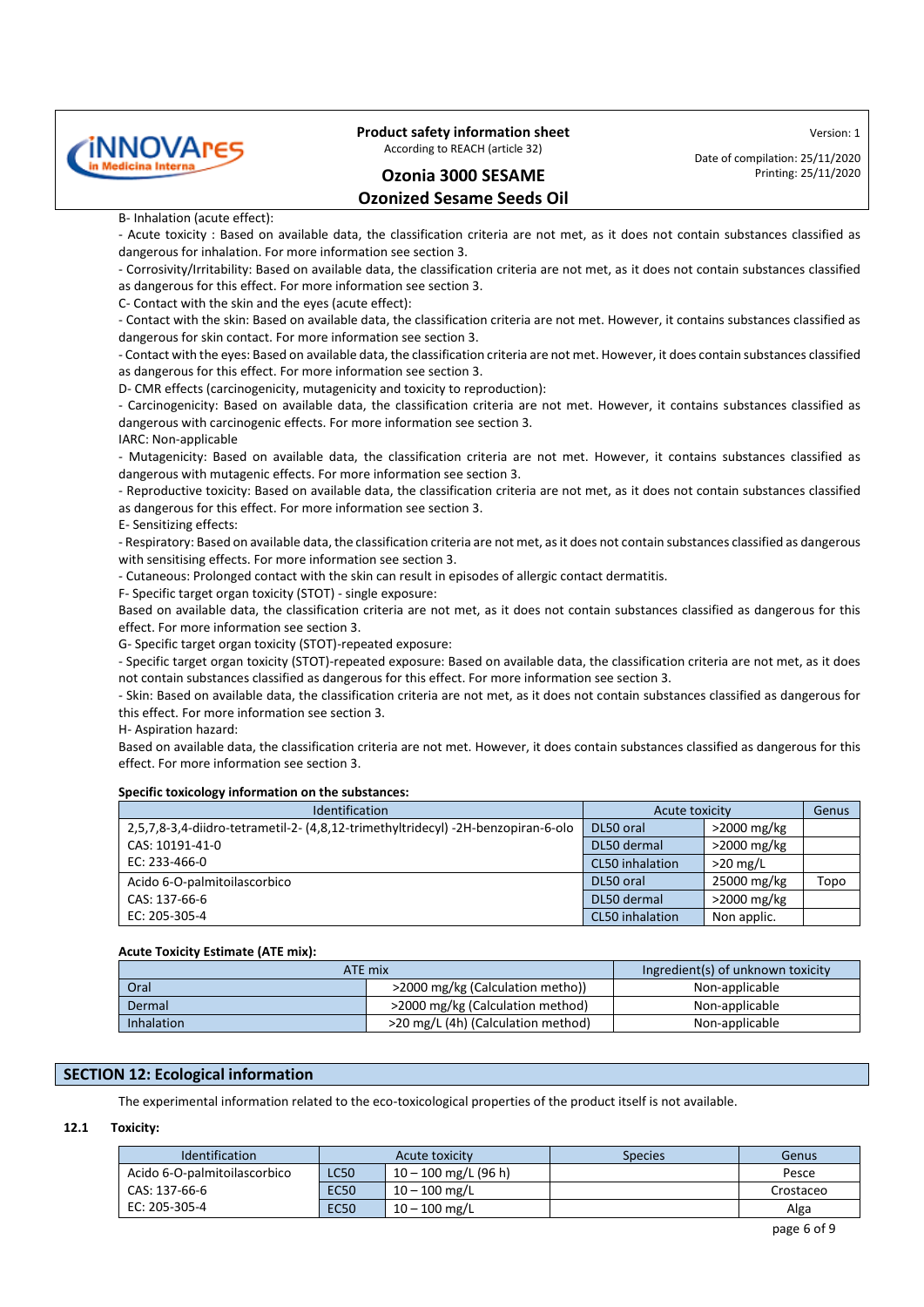B- Inhalation (acute effect):

- Acute toxicity : Based on available data, the classification criteria are not met, as it does not contain substances classified as dangerous for inhalation. For more information see section 3.
- Corrosivity/Irritability: Based on available data, the classification criteria are not met, as it does not contain substances classified as dangerous for this effect. For more information see section 3.

C- Contact with the skin and the eyes (acute effect):

- Contact with the skin: Based on available data, the classification criteria are not met. However, it contains substances classified as dangerous for skin contact. For more information see section 3.
- Contact with the eyes: Based on available data, the classification criteria are not met. However, it does contain substances classified as dangerous for this effect. For more information see section 3.

D- CMR effects (carcinogenicity, mutagenicity and toxicity to reproduction):

- Carcinogenicity: Based on available data, the classification criteria are not met. However, it contains substances classified as dangerous with carcinogenic effects. For more information see section 3.

IARC: Non-applicable

- Mutagenicity: Based on available data, the classification criteria are not met. However, it contains substances classified as dangerous with mutagenic effects. For more information see section 3.
- Reproductive toxicity: Based on available data, the classification criteria are not met, as it does not contain substances classified as dangerous for this effect. For more information see section 3.

E- Sensitizing effects:

- Respiratory: Based on available data, the classification criteria are not met, as it does not contain substances classified as dangerous with sensitising effects. For more information see section 3.
- Cutaneous: Prolonged contact with the skin can result in episodes of allergic contact dermatitis.

F- Specific target organ toxicity (STOT) - single exposure:

Based on available data, the classification criteria are not met, as it does not contain substances classified as dangerous for this effect. For more information see section 3.

G- Specific target organ toxicity (STOT)-repeated exposure:

- Specific target organ toxicity (STOT)-repeated exposure: Based on available data, the classification criteria are not met, as it does not contain substances classified as dangerous for this effect. For more information see section 3.
- Skin: Based on available data, the classification criteria are not met, as it does not contain substances classified as dangerous for this effect. For more information see section 3.

H- Aspiration hazard:

Based on available data, the classification criteria are not met. However, it does contain substances classified as dangerous for this effect. For more information see section 3.

**Specific toxicology information on the substances:**

| Identification | Acute toxicity | | Genus |
|---|---|---|---|
| 2,5,7,8-3,4-diidro-tetrametil-2- (4,8,12-trimethyltridecyl) -2H-benzopiran-6-olo | DL50 oral | >2000 mg/kg | |
| CAS: 10191-41-0 | DL50 dermal | >2000 mg/kg | |
| EC: 233-466-0 | CL50 inhalation | >20 mg/L | |
| Acido 6-O-palmitoilascorbico | DL50 oral | 25000 mg/kg | Topo |
| CAS: 137-66-6 | DL50 dermal | >2000 mg/kg | |
| EC: 205-305-4 | CL50 inhalation | Non applic. | |

**Acute Toxicity Estimate (ATE mix):**

| ATE mix | | Ingredient(s) of unknown toxicity |
|---|---|---|
| Oral | >2000 mg/kg (Calculation metho)) | Non-applicable |
| Dermal | >2000 mg/kg (Calculation method) | Non-applicable |
| Inhalation | >20 mg/L (4h) (Calculation method) | Non-applicable |

## SECTION 12: Ecological information

The experimental information related to the eco-toxicological properties of the product itself is not available.

### 12.1 Toxicity:

| Identification | Acute toxicity | | Species | Genus |
|---|---|---|---|---|
| Acido 6-O-palmitoilascorbico | LC50 | 10 – 100 mg/L (96 h) | | Pesce |
| CAS: 137-66-6 | EC50 | 10 – 100 mg/L | | Crostaceo |
| EC: 205-305-4 | EC50 | 10 – 100 mg/L | | Alga |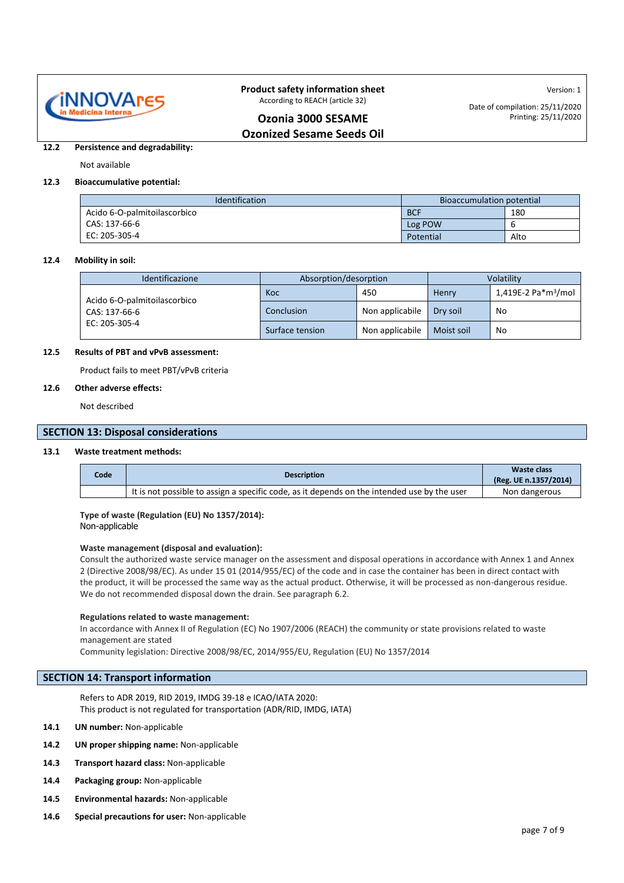**12.2 Persistence and degradability:**

Not available

**12.3 Bioaccumulative potential:**

| Identification | Bioaccumulation potential | |
|---|---|---|
| Acido 6-O-palmitoilascorbico<br>CAS: 137-66-6<br>EC: 205-305-4 | BCF | 180 |
| | Log POW | 6 |
| | Potential | Alto |

**12.4 Mobility in soil:**

| Identificazione | Absorption/desorption | | Volatility | |
|---|---|---|---|---|
| Acido 6-O-palmitoilascorbico<br>CAS: 137-66-6<br>EC: 205-305-4 | Koc | 450 | Henry | 1,419E-2 Pa*m³/mol |
| | Conclusion | Non applicabile | Dry soil | No |
| | Surface tension | Non applicabile | Moist soil | No |

**12.5 Results of PBT and vPvB assessment:**

Product fails to meet PBT/vPvB criteria

**12.6 Other adverse effects:**

Not described

## SECTION 13: Disposal considerations

**13.1 Waste treatment methods:**

| Code | Description | Waste class (Reg. UE n.1357/2014) |
|---|---|---|
| | It is not possible to assign a specific code, as it depends on the intended use by the user | Non dangerous |

**Type of waste (Regulation (EU) No 1357/2014):**
Non-applicable

**Waste management (disposal and evaluation):**
Consult the authorized waste service manager on the assessment and disposal operations in accordance with Annex 1 and Annex 2 (Directive 2008/98/EC). As under 15 01 (2014/955/EC) of the code and in case the container has been in direct contact with the product, it will be processed the same way as the actual product. Otherwise, it will be processed as non-dangerous residue. We do not recommended disposal down the drain. See paragraph 6.2.

**Regulations related to waste management:**
In accordance with Annex II of Regulation (EC) No 1907/2006 (REACH) the community or state provisions related to waste management are stated
Community legislation: Directive 2008/98/EC, 2014/955/EU, Regulation (EU) No 1357/2014

## SECTION 14: Transport information

Refers to ADR 2019, RID 2019, IMDG 39-18 e ICAO/IATA 2020:
This product is not regulated for transportation (ADR/RID, IMDG, IATA)

**14.1 UN number:** Non-applicable

**14.2 UN proper shipping name:** Non-applicable

**14.3 Transport hazard class:** Non-applicable

**14.4 Packaging group:** Non-applicable

**14.5 Environmental hazards:** Non-applicable

**14.6 Special precautions for user:** Non-applicable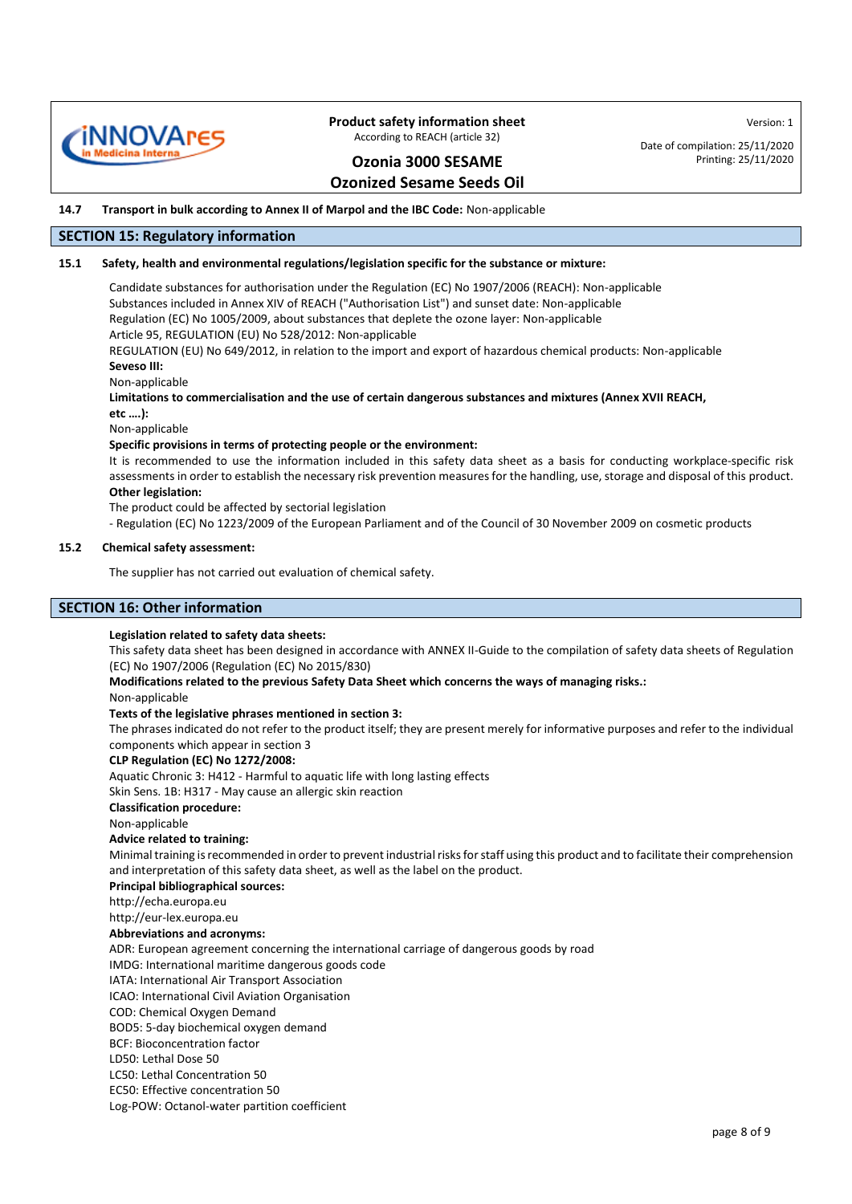**14.7 Transport in bulk according to Annex II of Marpol and the IBC Code:** Non-applicable

## SECTION 15: Regulatory information

**15.1 Safety, health and environmental regulations/legislation specific for the substance or mixture:**

Candidate substances for authorisation under the Regulation (EC) No 1907/2006 (REACH): Non-applicable
Substances included in Annex XIV of REACH ("Authorisation List") and sunset date: Non-applicable
Regulation (EC) No 1005/2009, about substances that deplete the ozone layer: Non-applicable
Article 95, REGULATION (EU) No 528/2012: Non-applicable
REGULATION (EU) No 649/2012, in relation to the import and export of hazardous chemical products: Non-applicable

**Seveso III:**

Non-applicable

**Limitations to commercialisation and the use of certain dangerous substances and mixtures (Annex XVII REACH, etc ….):**

Non-applicable

**Specific provisions in terms of protecting people or the environment:**

It is recommended to use the information included in this safety data sheet as a basis for conducting workplace-specific risk assessments in order to establish the necessary risk prevention measures for the handling, use, storage and disposal of this product.

**Other legislation:**

The product could be affected by sectorial legislation
- Regulation (EC) No 1223/2009 of the European Parliament and of the Council of 30 November 2009 on cosmetic products

**15.2 Chemical safety assessment:**

The supplier has not carried out evaluation of chemical safety.

## SECTION 16: Other information

**Legislation related to safety data sheets:**

This safety data sheet has been designed in accordance with ANNEX II-Guide to the compilation of safety data sheets of Regulation (EC) No 1907/2006 (Regulation (EC) No 2015/830)

**Modifications related to the previous Safety Data Sheet which concerns the ways of managing risks.:**

Non-applicable

**Texts of the legislative phrases mentioned in section 3:**

The phrases indicated do not refer to the product itself; they are present merely for informative purposes and refer to the individual components which appear in section 3

**CLP Regulation (EC) No 1272/2008:**

Aquatic Chronic 3: H412 - Harmful to aquatic life with long lasting effects
Skin Sens. 1B: H317 - May cause an allergic skin reaction

**Classification procedure:**

Non-applicable

**Advice related to training:**

Minimal training is recommended in order to prevent industrial risks for staff using this product and to facilitate their comprehension and interpretation of this safety data sheet, as well as the label on the product.

**Principal bibliographical sources:**

http://echa.europa.eu
http://eur-lex.europa.eu

**Abbreviations and acronyms:**

ADR: European agreement concerning the international carriage of dangerous goods by road
IMDG: International maritime dangerous goods code
IATA: International Air Transport Association
ICAO: International Civil Aviation Organisation
COD: Chemical Oxygen Demand
BOD5: 5-day biochemical oxygen demand
BCF: Bioconcentration factor
LD50: Lethal Dose 50
LC50: Lethal Concentration 50
EC50: Effective concentration 50
Log-POW: Octanol-water partition coefficient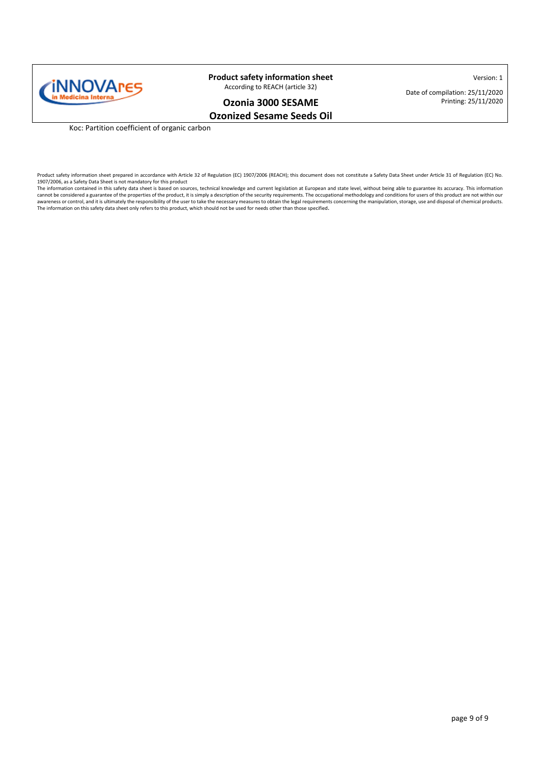Koc: Partition coefficient of organic carbon

Product safety information sheet prepared in accordance with Article 32 of Regulation (EC) 1907/2006 (REACH); this document does not constitute a Safety Data Sheet under Article 31 of Regulation (EC) No. 1907/2006, as a Safety Data Sheet is not mandatory for this product

The information contained in this safety data sheet is based on sources, technical knowledge and current legislation at European and state level, without being able to guarantee its accuracy. This information cannot be considered a guarantee of the properties of the product, it is simply a description of the security requirements. The occupational methodology and conditions for users of this product are not within our awareness or control, and it is ultimately the responsibility of the user to take the necessary measures to obtain the legal requirements concerning the manipulation, storage, use and disposal of chemical products. The information on this safety data sheet only refers to this product, which should not be used for needs other than those specified.